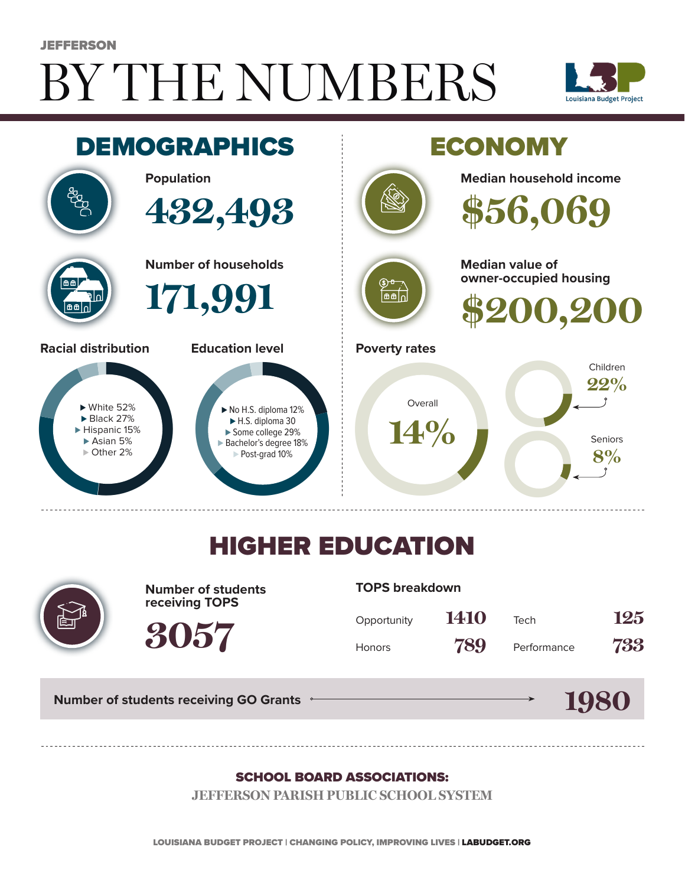JEFFERSON

# BY THE NUMBERS

Louisiana Budget Project

## DEMOGRAPHICS

**Population**

**432,493**

**Number of households**

**171,991**

**Racial distribution**

- White 52%
- Black 27%
- Hispanic 15%
- Asian 5%
- Other 2%

**Education level**

- No H.S. diploma 12%
- H.S. diploma 30
- Some college 29%
- Bachelor's degree 18%
- Post-grad 10%

## ECONOMY

**Median household income**

**$56,069**

**Median value of owner-occupied housing**

**$200,200**

**Poverty rates**

Overall **14%**

Children **22%**

Seniors **8%**

## HIGHER EDUCATION

**Number of students receiving TOPS**

**3057**

**TOPS breakdown**

| | | | |
|---|---|---|---|
| Opportunity | 1410 | Tech | 125 |
| Honors | 789 | Performance | 733 |

**Number of students receiving GO Grants** → **1980**

**SCHOOL BOARD ASSOCIATIONS:**

JEFFERSON PARISH PUBLIC SCHOOL SYSTEM

LOUISIANA BUDGET PROJECT | CHANGING POLICY, IMPROVING LIVES | LABUDGET.ORG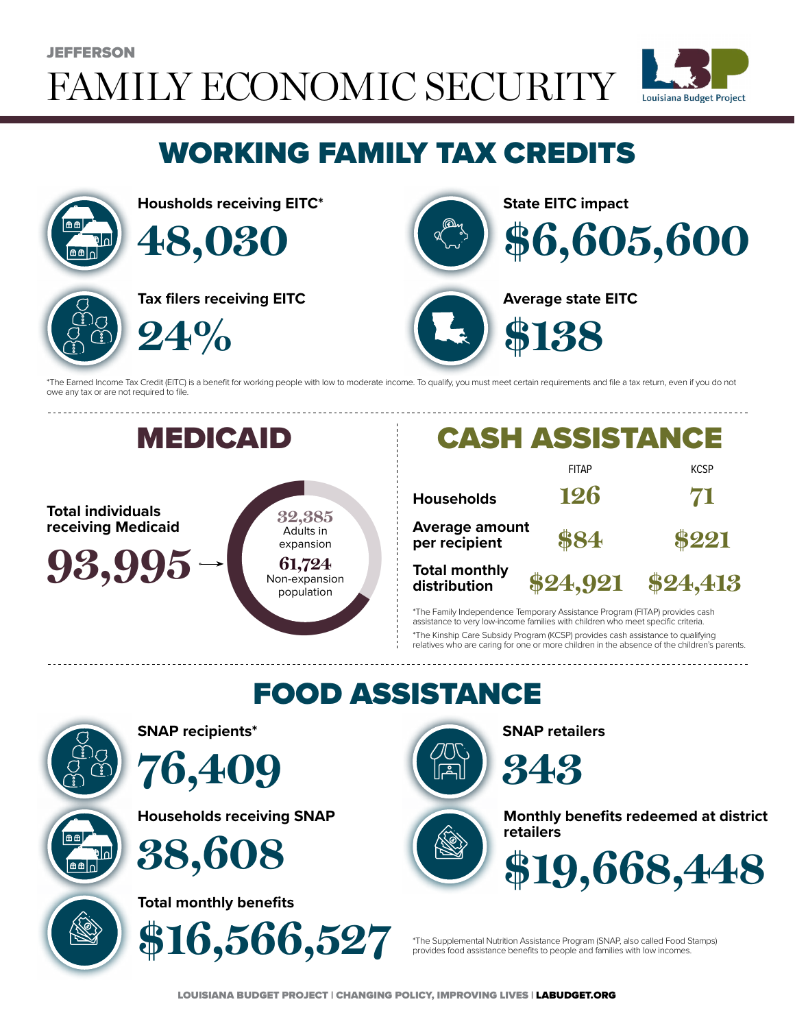JEFFERSON

# FAMILY ECONOMIC SECURITY

Louisiana Budget Project

## WORKING FAMILY TAX CREDITS

**Households receiving EITC***

48,030

**Tax filers receiving EITC**

24%

**State EITC impact**

$6,605,600

**Average state EITC**

$138

*The Earned Income Tax Credit (EITC) is a benefit for working people with low to moderate income. To qualify, you must meet certain requirements and file a tax return, even if you do not owe any tax or are not required to file.

## MEDICAID

**Total individuals receiving Medicaid**

93,995

32,385
Adults in expansion

61,724
Non-expansion population

## CASH ASSISTANCE

| | FITAP | KCSP |
|---|---|---|
| **Households** | 126 | 71 |
| **Average amount per recipient** | $84 | $221 |
| **Total monthly distribution** | $24,921 | $24,413 |

*The Family Independence Temporary Assistance Program (FITAP) provides cash assistance to very low-income families with children who meet specific criteria.

*The Kinship Care Subsidy Program (KCSP) provides cash assistance to qualifying relatives who are caring for one or more children in the absence of the children's parents.

## FOOD ASSISTANCE

**SNAP recipients***

76,409

**Households receiving SNAP**

38,608

**Total monthly benefits**

$16,566,527

**SNAP retailers**

343

**Monthly benefits redeemed at district retailers**

$19,668,448

*The Supplemental Nutrition Assistance Program (SNAP, also called Food Stamps) provides food assistance benefits to people and families with low incomes.

LOUISIANA BUDGET PROJECT | CHANGING POLICY, IMPROVING LIVES | LABUDGET.ORG